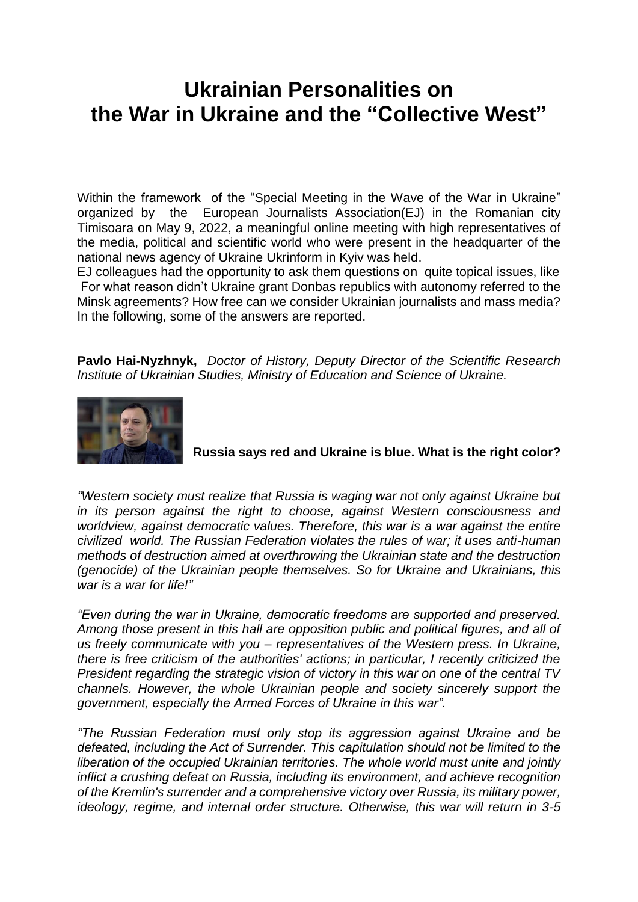# Ukrainian Personalities on the War in Ukraine and the "Collective West"

Within the framework of the "Special Meeting in the Wave of the War in Ukraine" organized by the European Journalists Association(EJ) in the Romanian city Timisoara on May 9, 2022, a meaningful online meeting with high representatives of the media, political and scientific world who were present in the headquarter of the national news agency of Ukraine Ukrinform in Kyiv was held.

EJ colleagues had the opportunity to ask them questions on quite topical issues, like For what reason didn't Ukraine grant Donbas republics with autonomy referred to the Minsk agreements? How free can we consider Ukrainian journalists and mass media? In the following, some of the answers are reported.

**Pavlo Hai-Nyzhnyk,** *Doctor of History, Deputy Director of the Scientific Research Institute of Ukrainian Studies, Ministry of Education and Science of Ukraine.*

**Russia says red and Ukraine is blue. What is the right color?**

*"Western society must realize that Russia is waging war not only against Ukraine but in its person against the right to choose, against Western consciousness and worldview, against democratic values. Therefore, this war is a war against the entire civilized world. The Russian Federation violates the rules of war; it uses anti-human methods of destruction aimed at overthrowing the Ukrainian state and the destruction (genocide) of the Ukrainian people themselves. So for Ukraine and Ukrainians, this war is a war for life!"*

*"Even during the war in Ukraine, democratic freedoms are supported and preserved. Among those present in this hall are opposition public and political figures, and all of us freely communicate with you – representatives of the Western press. In Ukraine, there is free criticism of the authorities' actions; in particular, I recently criticized the President regarding the strategic vision of victory in this war on one of the central TV channels. However, the whole Ukrainian people and society sincerely support the government, especially the Armed Forces of Ukraine in this war".*

*"The Russian Federation must only stop its aggression against Ukraine and be defeated, including the Act of Surrender. This capitulation should not be limited to the liberation of the occupied Ukrainian territories. The whole world must unite and jointly inflict a crushing defeat on Russia, including its environment, and achieve recognition of the Kremlin's surrender and a comprehensive victory over Russia, its military power, ideology, regime, and internal order structure. Otherwise, this war will return in 3-5*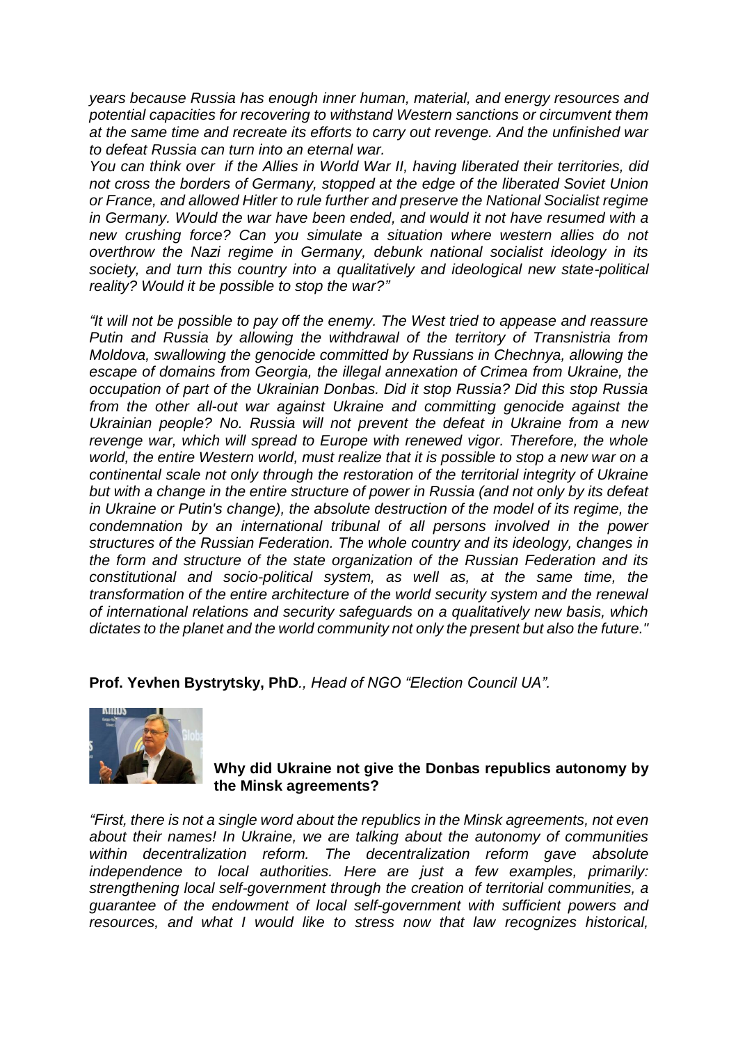*years because Russia has enough inner human, material, and energy resources and potential capacities for recovering to withstand Western sanctions or circumvent them at the same time and recreate its efforts to carry out revenge. And the unfinished war to defeat Russia can turn into an eternal war.*

*You can think over if the Allies in World War II, having liberated their territories, did not cross the borders of Germany, stopped at the edge of the liberated Soviet Union or France, and allowed Hitler to rule further and preserve the National Socialist regime in Germany. Would the war have been ended, and would it not have resumed with a new crushing force? Can you simulate a situation where western allies do not overthrow the Nazi regime in Germany, debunk national socialist ideology in its society, and turn this country into a qualitatively and ideological new state-political reality? Would it be possible to stop the war?"*

*"It will not be possible to pay off the enemy. The West tried to appease and reassure Putin and Russia by allowing the withdrawal of the territory of Transnistria from Moldova, swallowing the genocide committed by Russians in Chechnya, allowing the escape of domains from Georgia, the illegal annexation of Crimea from Ukraine, the occupation of part of the Ukrainian Donbas. Did it stop Russia? Did this stop Russia from the other all-out war against Ukraine and committing genocide against the Ukrainian people? No. Russia will not prevent the defeat in Ukraine from a new revenge war, which will spread to Europe with renewed vigor. Therefore, the whole world, the entire Western world, must realize that it is possible to stop a new war on a continental scale not only through the restoration of the territorial integrity of Ukraine but with a change in the entire structure of power in Russia (and not only by its defeat in Ukraine or Putin's change), the absolute destruction of the model of its regime, the condemnation by an international tribunal of all persons involved in the power structures of the Russian Federation. The whole country and its ideology, changes in the form and structure of the state organization of the Russian Federation and its constitutional and socio-political system, as well as, at the same time, the transformation of the entire architecture of the world security system and the renewal of international relations and security safeguards on a qualitatively new basis, which dictates to the planet and the world community not only the present but also the future."*

**Prof. Yevhen Bystrytsky, PhD**., *Head of NGO "Election Council UA".*

**Why did Ukraine not give the Donbas republics autonomy by the Minsk agreements?**

*"First, there is not a single word about the republics in the Minsk agreements, not even about their names! In Ukraine, we are talking about the autonomy of communities within decentralization reform. The decentralization reform gave absolute independence to local authorities. Here are just a few examples, primarily: strengthening local self-government through the creation of territorial communities, a guarantee of the endowment of local self-government with sufficient powers and resources, and what I would like to stress now that law recognizes historical,*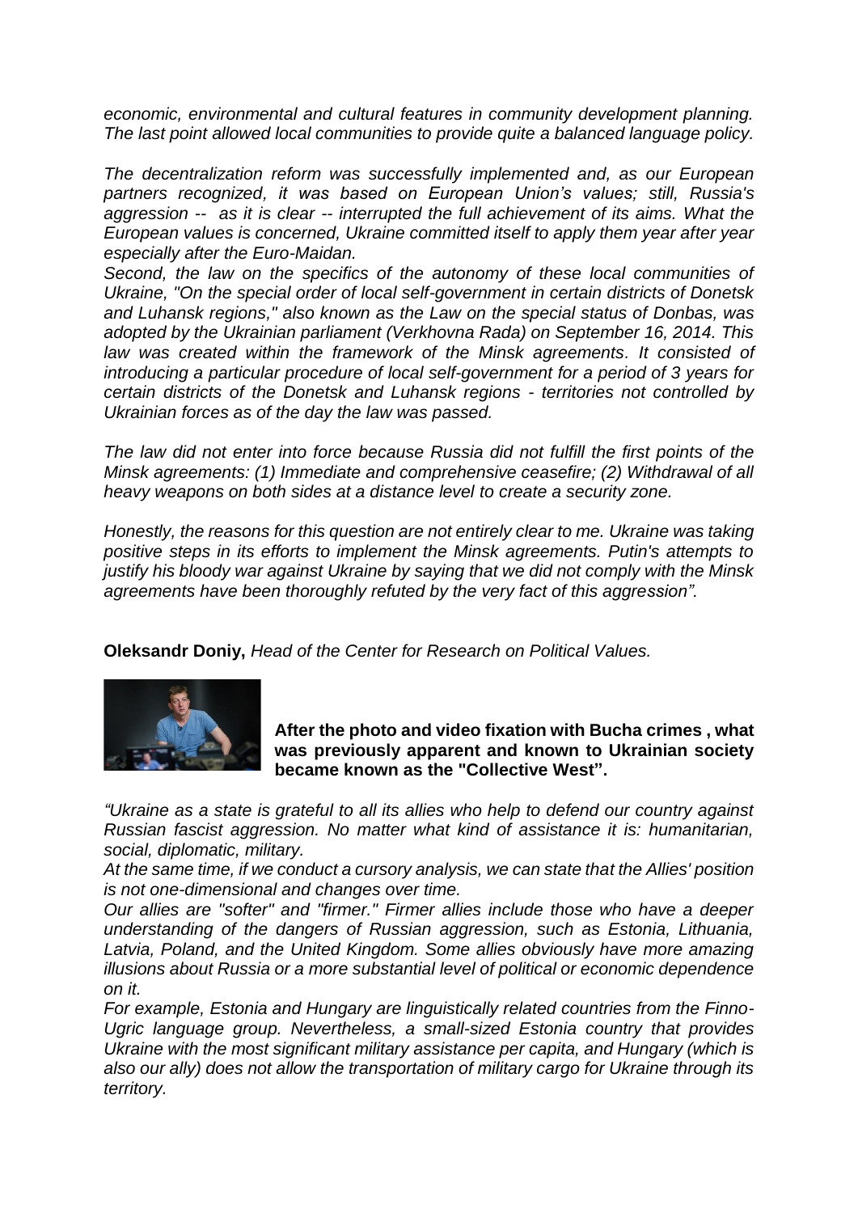*economic, environmental and cultural features in community development planning. The last point allowed local communities to provide quite a balanced language policy.*

*The decentralization reform was successfully implemented and, as our European partners recognized, it was based on European Union's values; still, Russia's aggression -- as it is clear -- interrupted the full achievement of its aims. What the European values is concerned, Ukraine committed itself to apply them year after year especially after the Euro-Maidan.*

*Second, the law on the specifics of the autonomy of these local communities of Ukraine, "On the special order of local self-government in certain districts of Donetsk and Luhansk regions," also known as the Law on the special status of Donbas, was adopted by the Ukrainian parliament (Verkhovna Rada) on September 16, 2014. This law was created within the framework of the Minsk agreements. It consisted of introducing a particular procedure of local self-government for a period of 3 years for certain districts of the Donetsk and Luhansk regions - territories not controlled by Ukrainian forces as of the day the law was passed.*

*The law did not enter into force because Russia did not fulfill the first points of the Minsk agreements: (1) Immediate and comprehensive ceasefire; (2) Withdrawal of all heavy weapons on both sides at a distance level to create a security zone.*

*Honestly, the reasons for this question are not entirely clear to me. Ukraine was taking positive steps in its efforts to implement the Minsk agreements. Putin's attempts to justify his bloody war against Ukraine by saying that we did not comply with the Minsk agreements have been thoroughly refuted by the very fact of this aggression".*

**Oleksandr Doniy,** *Head of the Center for Research on Political Values.*

**After the photo and video fixation with Bucha crimes , what was previously apparent and known to Ukrainian society became known as the "Collective West".**

*"Ukraine as a state is grateful to all its allies who help to defend our country against Russian fascist aggression. No matter what kind of assistance it is: humanitarian, social, diplomatic, military.*

*At the same time, if we conduct a cursory analysis, we can state that the Allies' position is not one-dimensional and changes over time.*

*Our allies are "softer" and "firmer." Firmer allies include those who have a deeper understanding of the dangers of Russian aggression, such as Estonia, Lithuania, Latvia, Poland, and the United Kingdom. Some allies obviously have more amazing illusions about Russia or a more substantial level of political or economic dependence on it.*

*For example, Estonia and Hungary are linguistically related countries from the Finno-Ugric language group. Nevertheless, a small-sized Estonia country that provides Ukraine with the most significant military assistance per capita, and Hungary (which is also our ally) does not allow the transportation of military cargo for Ukraine through its territory.*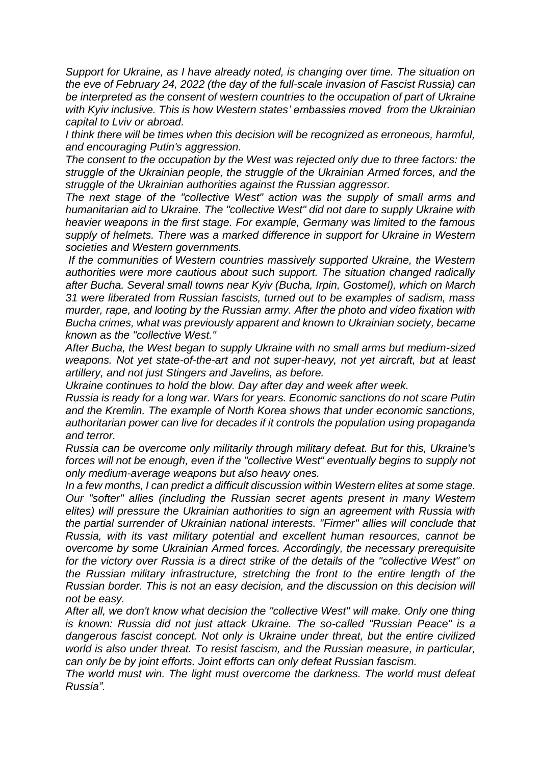*Support for Ukraine, as I have already noted, is changing over time. The situation on the eve of February 24, 2022 (the day of the full-scale invasion of Fascist Russia) can be interpreted as the consent of western countries to the occupation of part of Ukraine with Kyiv inclusive. This is how Western states' embassies moved from the Ukrainian capital to Lviv or abroad.*

*I think there will be times when this decision will be recognized as erroneous, harmful, and encouraging Putin's aggression.*

*The consent to the occupation by the West was rejected only due to three factors: the struggle of the Ukrainian people, the struggle of the Ukrainian Armed forces, and the struggle of the Ukrainian authorities against the Russian aggressor.*

*The next stage of the "collective West" action was the supply of small arms and humanitarian aid to Ukraine. The "collective West" did not dare to supply Ukraine with heavier weapons in the first stage. For example, Germany was limited to the famous supply of helmets. There was a marked difference in support for Ukraine in Western societies and Western governments.*

*If the communities of Western countries massively supported Ukraine, the Western authorities were more cautious about such support. The situation changed radically after Bucha. Several small towns near Kyiv (Bucha, Irpin, Gostomel), which on March 31 were liberated from Russian fascists, turned out to be examples of sadism, mass murder, rape, and looting by the Russian army. After the photo and video fixation with Bucha crimes, what was previously apparent and known to Ukrainian society, became known as the "collective West."*

*After Bucha, the West began to supply Ukraine with no small arms but medium-sized weapons. Not yet state-of-the-art and not super-heavy, not yet aircraft, but at least artillery, and not just Stingers and Javelins, as before.*

*Ukraine continues to hold the blow. Day after day and week after week.*

*Russia is ready for a long war. Wars for years. Economic sanctions do not scare Putin and the Kremlin. The example of North Korea shows that under economic sanctions, authoritarian power can live for decades if it controls the population using propaganda and terror.*

*Russia can be overcome only militarily through military defeat. But for this, Ukraine's forces will not be enough, even if the "collective West" eventually begins to supply not only medium-average weapons but also heavy ones.*

*In a few months, I can predict a difficult discussion within Western elites at some stage. Our "softer" allies (including the Russian secret agents present in many Western elites) will pressure the Ukrainian authorities to sign an agreement with Russia with the partial surrender of Ukrainian national interests. "Firmer" allies will conclude that Russia, with its vast military potential and excellent human resources, cannot be overcome by some Ukrainian Armed forces. Accordingly, the necessary prerequisite for the victory over Russia is a direct strike of the details of the "collective West" on the Russian military infrastructure, stretching the front to the entire length of the Russian border. This is not an easy decision, and the discussion on this decision will not be easy.*

*After all, we don't know what decision the "collective West" will make. Only one thing is known: Russia did not just attack Ukraine. The so-called "Russian Peace" is a dangerous fascist concept. Not only is Ukraine under threat, but the entire civilized world is also under threat. To resist fascism, and the Russian measure, in particular, can only be by joint efforts. Joint efforts can only defeat Russian fascism.*

*The world must win. The light must overcome the darkness. The world must defeat Russia".*